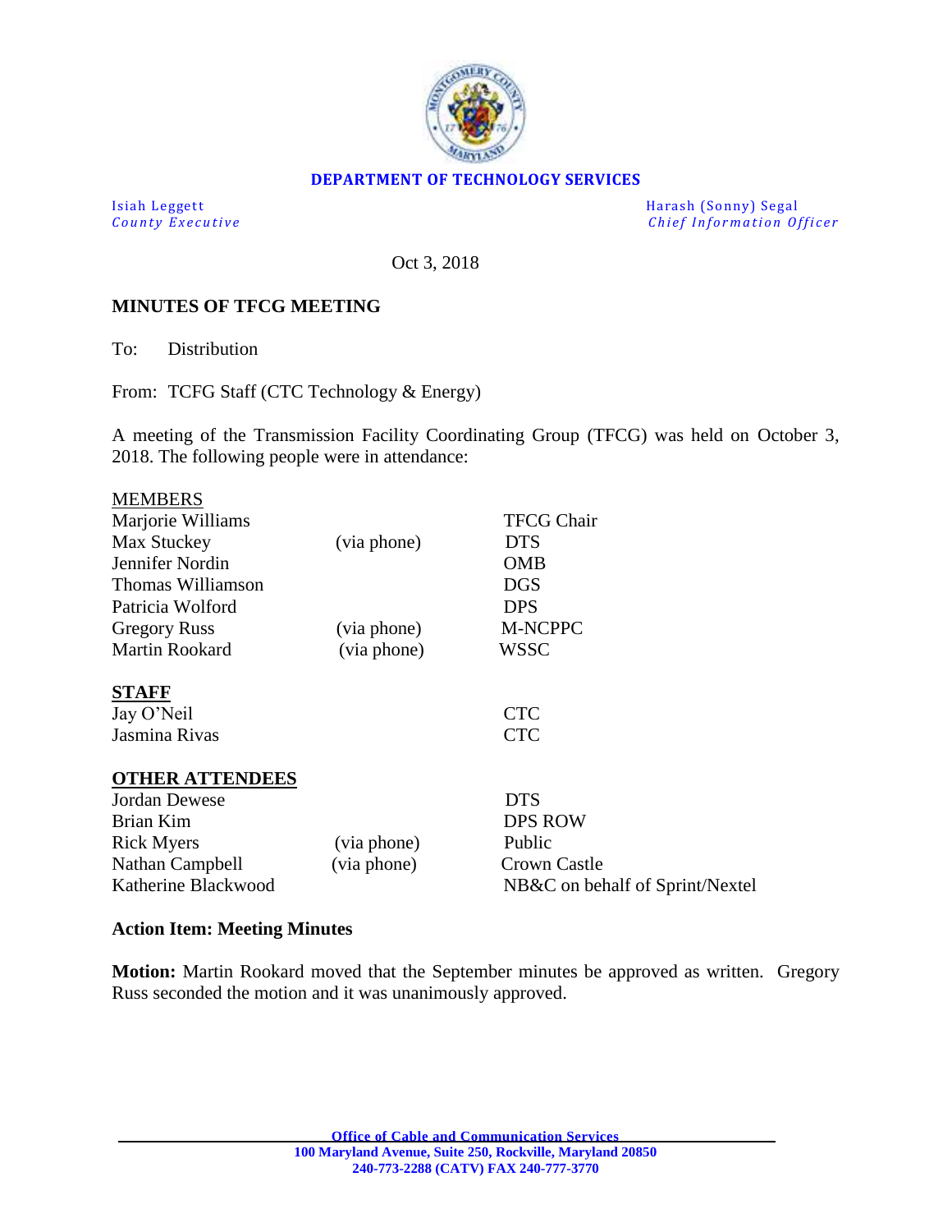**DEPARTMENT OF TECHNOLOGY SERVICES**

| | |
|---|---|
| Isiah Leggett<br>*County Executive* | Harash (Sonny) Segal<br>*Chief Information Officer* |

Oct 3, 2018

**MINUTES OF TFCG MEETING**

To: Distribution

From: TCFG Staff (CTC Technology & Energy)

A meeting of the Transmission Facility Coordinating Group (TFCG) was held on October 3, 2018. The following people were in attendance:

MEMBERS

| | | |
|---|---|---|
| Marjorie Williams | | TFCG Chair |
| Max Stuckey | (via phone) | DTS |
| Jennifer Nordin | | OMB |
| Thomas Williamson | | DGS |
| Patricia Wolford | | DPS |
| Gregory Russ | (via phone) | M-NCPPC |
| Martin Rookard | (via phone) | WSSC |

**STAFF**

| | |
|---|---|
| Jay O'Neil | CTC |
| Jasmina Rivas | CTC |

**OTHER ATTENDEES**

| | | |
|---|---|---|
| Jordan Dewese | | DTS |
| Brian Kim | | DPS ROW |
| Rick Myers | (via phone) | Public |
| Nathan Campbell | (via phone) | Crown Castle |
| Katherine Blackwood | | NB&C on behalf of Sprint/Nextel |

**Action Item: Meeting Minutes**

**Motion:** Martin Rookard moved that the September minutes be approved as written. Gregory Russ seconded the motion and it was unanimously approved.

Office of Cable and Communication Services
100 Maryland Avenue, Suite 250, Rockville, Maryland 20850
240-773-2288 (CATV) FAX 240-777-3770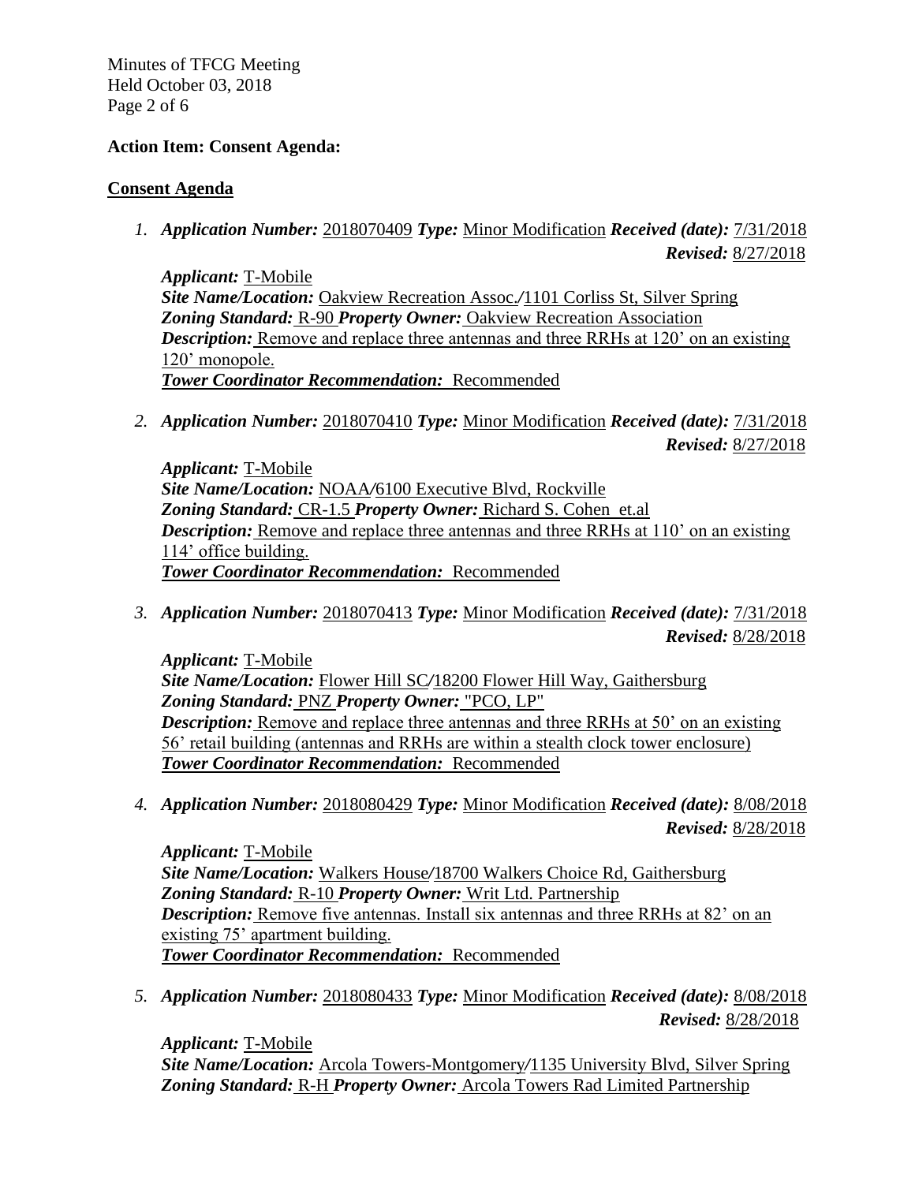**Action Item: Consent Agenda:**

**Consent Agenda**

1. ***Application Number:*** 2018070409 ***Type:*** Minor Modification ***Received (date):*** 7/31/2018 ***Revised:*** 8/27/2018

   ***Applicant:*** T-Mobile
   ***Site Name/Location:*** Oakview Recreation Assoc./1101 Corliss St, Silver Spring
   ***Zoning Standard:*** R-90 ***Property Owner:*** Oakview Recreation Association
   ***Description:*** Remove and replace three antennas and three RRHs at 120' on an existing 120' monopole.
   ***Tower Coordinator Recommendation:*** Recommended

2. ***Application Number:*** 2018070410 ***Type:*** Minor Modification ***Received (date):*** 7/31/2018 ***Revised:*** 8/27/2018

   ***Applicant:*** T-Mobile
   ***Site Name/Location:*** NOAA/6100 Executive Blvd, Rockville
   ***Zoning Standard:*** CR-1.5 ***Property Owner:*** Richard S. Cohen et.al
   ***Description:*** Remove and replace three antennas and three RRHs at 110' on an existing 114' office building.
   ***Tower Coordinator Recommendation:*** Recommended

3. ***Application Number:*** 2018070413 ***Type:*** Minor Modification ***Received (date):*** 7/31/2018 ***Revised:*** 8/28/2018

   ***Applicant:*** T-Mobile
   ***Site Name/Location:*** Flower Hill SC/18200 Flower Hill Way, Gaithersburg
   ***Zoning Standard:*** PNZ ***Property Owner:*** "PCO, LP"
   ***Description:*** Remove and replace three antennas and three RRHs at 50' on an existing 56' retail building (antennas and RRHs are within a stealth clock tower enclosure)
   ***Tower Coordinator Recommendation:*** Recommended

4. ***Application Number:*** 2018080429 ***Type:*** Minor Modification ***Received (date):*** 8/08/2018 ***Revised:*** 8/28/2018

   ***Applicant:*** T-Mobile
   ***Site Name/Location:*** Walkers House/18700 Walkers Choice Rd, Gaithersburg
   ***Zoning Standard:*** R-10 ***Property Owner:*** Writ Ltd. Partnership
   ***Description:*** Remove five antennas. Install six antennas and three RRHs at 82' on an existing 75' apartment building.
   ***Tower Coordinator Recommendation:*** Recommended

5. ***Application Number:*** 2018080433 ***Type:*** Minor Modification ***Received (date):*** 8/08/2018 ***Revised:*** 8/28/2018

   ***Applicant:*** T-Mobile
   ***Site Name/Location:*** Arcola Towers-Montgomery/1135 University Blvd, Silver Spring
   ***Zoning Standard:*** R-H ***Property Owner:*** Arcola Towers Rad Limited Partnership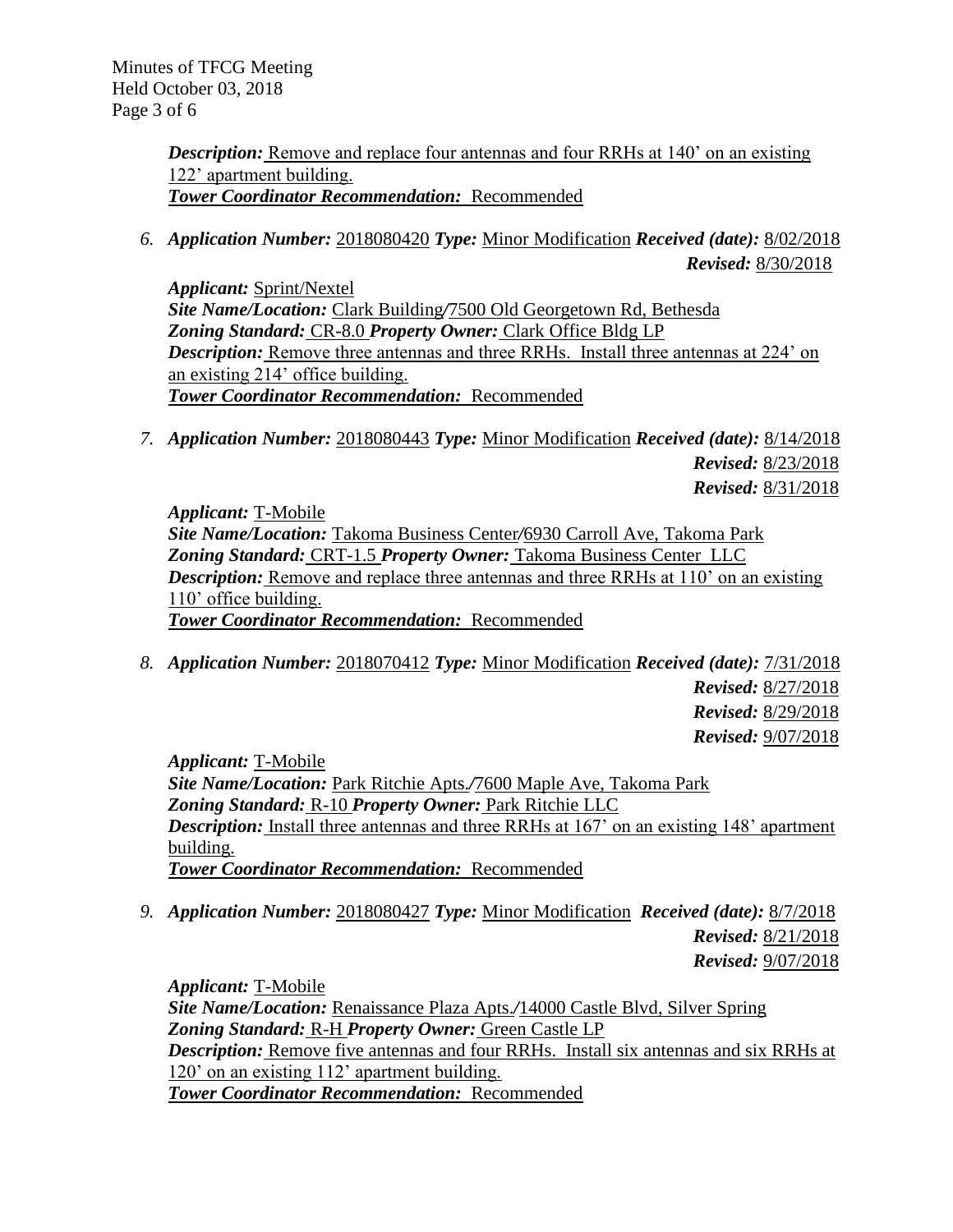***Description:*** Remove and replace four antennas and four RRHs at 140' on an existing 122' apartment building.
***Tower Coordinator Recommendation:*** Recommended

6. ***Application Number:*** 2018080420 ***Type:*** Minor Modification ***Received (date):*** 8/02/2018
***Revised:*** 8/30/2018

   ***Applicant:*** Sprint/Nextel
   ***Site Name/Location:*** Clark Building/7500 Old Georgetown Rd, Bethesda
   ***Zoning Standard:*** CR-8.0 ***Property Owner:*** Clark Office Bldg LP
   ***Description:*** Remove three antennas and three RRHs. Install three antennas at 224' on an existing 214' office building.
   ***Tower Coordinator Recommendation:*** Recommended

7. ***Application Number:*** 2018080443 ***Type:*** Minor Modification ***Received (date):*** 8/14/2018
***Revised:*** 8/23/2018
***Revised:*** 8/31/2018

   ***Applicant:*** T-Mobile
   ***Site Name/Location:*** Takoma Business Center/6930 Carroll Ave, Takoma Park
   ***Zoning Standard:*** CRT-1.5 ***Property Owner:*** Takoma Business Center LLC
   ***Description:*** Remove and replace three antennas and three RRHs at 110' on an existing 110' office building.
   ***Tower Coordinator Recommendation:*** Recommended

8. ***Application Number:*** 2018070412 ***Type:*** Minor Modification ***Received (date):*** 7/31/2018
***Revised:*** 8/27/2018
***Revised:*** 8/29/2018
***Revised:*** 9/07/2018

   ***Applicant:*** T-Mobile
   ***Site Name/Location:*** Park Ritchie Apts./7600 Maple Ave, Takoma Park
   ***Zoning Standard:*** R-10 ***Property Owner:*** Park Ritchie LLC
   ***Description:*** Install three antennas and three RRHs at 167' on an existing 148' apartment building.
   ***Tower Coordinator Recommendation:*** Recommended

9. ***Application Number:*** 2018080427 ***Type:*** Minor Modification ***Received (date):*** 8/7/2018
***Revised:*** 8/21/2018
***Revised:*** 9/07/2018

   ***Applicant:*** T-Mobile
   ***Site Name/Location:*** Renaissance Plaza Apts./14000 Castle Blvd, Silver Spring
   ***Zoning Standard:*** R-H ***Property Owner:*** Green Castle LP
   ***Description:*** Remove five antennas and four RRHs. Install six antennas and six RRHs at 120' on an existing 112' apartment building.
   ***Tower Coordinator Recommendation:*** Recommended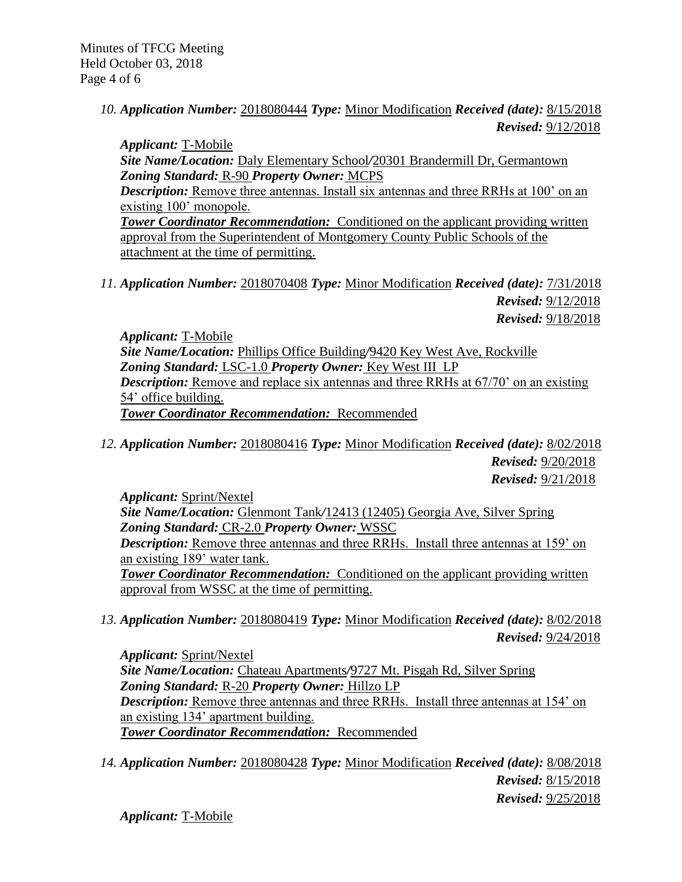*10.* ***Application Number:*** 2018080444 ***Type:*** Minor Modification ***Received (date):*** 8/15/2018
***Revised:*** 9/12/2018

***Applicant:*** T-Mobile
***Site Name/Location:*** Daly Elementary School/20301 Brandermill Dr, Germantown
***Zoning Standard:*** R-90 ***Property Owner:*** MCPS
***Description:*** Remove three antennas. Install six antennas and three RRHs at 100' on an existing 100' monopole.
***Tower Coordinator Recommendation:*** Conditioned on the applicant providing written approval from the Superintendent of Montgomery County Public Schools of the attachment at the time of permitting.

*11.* ***Application Number:*** 2018070408 ***Type:*** Minor Modification ***Received (date):*** 7/31/2018
***Revised:*** 9/12/2018
***Revised:*** 9/18/2018

***Applicant:*** T-Mobile
***Site Name/Location:*** Phillips Office Building/9420 Key West Ave, Rockville
***Zoning Standard:*** LSC-1.0 ***Property Owner:*** Key West III LP
***Description:*** Remove and replace six antennas and three RRHs at 67/70' on an existing 54' office building.
***Tower Coordinator Recommendation:*** Recommended

*12.* ***Application Number:*** 2018080416 ***Type:*** Minor Modification ***Received (date):*** 8/02/2018
***Revised:*** 9/20/2018
***Revised:*** 9/21/2018

***Applicant:*** Sprint/Nextel
***Site Name/Location:*** Glenmont Tank/12413 (12405) Georgia Ave, Silver Spring
***Zoning Standard:*** CR-2.0 ***Property Owner:*** WSSC
***Description:*** Remove three antennas and three RRHs. Install three antennas at 159' on an existing 189' water tank.
***Tower Coordinator Recommendation:*** Conditioned on the applicant providing written approval from WSSC at the time of permitting.

*13.* ***Application Number:*** 2018080419 ***Type:*** Minor Modification ***Received (date):*** 8/02/2018
***Revised:*** 9/24/2018

***Applicant:*** Sprint/Nextel
***Site Name/Location:*** Chateau Apartments/9727 Mt. Pisgah Rd, Silver Spring
***Zoning Standard:*** R-20 ***Property Owner:*** Hillzo LP
***Description:*** Remove three antennas and three RRHs. Install three antennas at 154' on an existing 134' apartment building.
***Tower Coordinator Recommendation:*** Recommended

*14.* ***Application Number:*** 2018080428 ***Type:*** Minor Modification ***Received (date):*** 8/08/2018
***Revised:*** 8/15/2018
***Revised:*** 9/25/2018

***Applicant:*** T-Mobile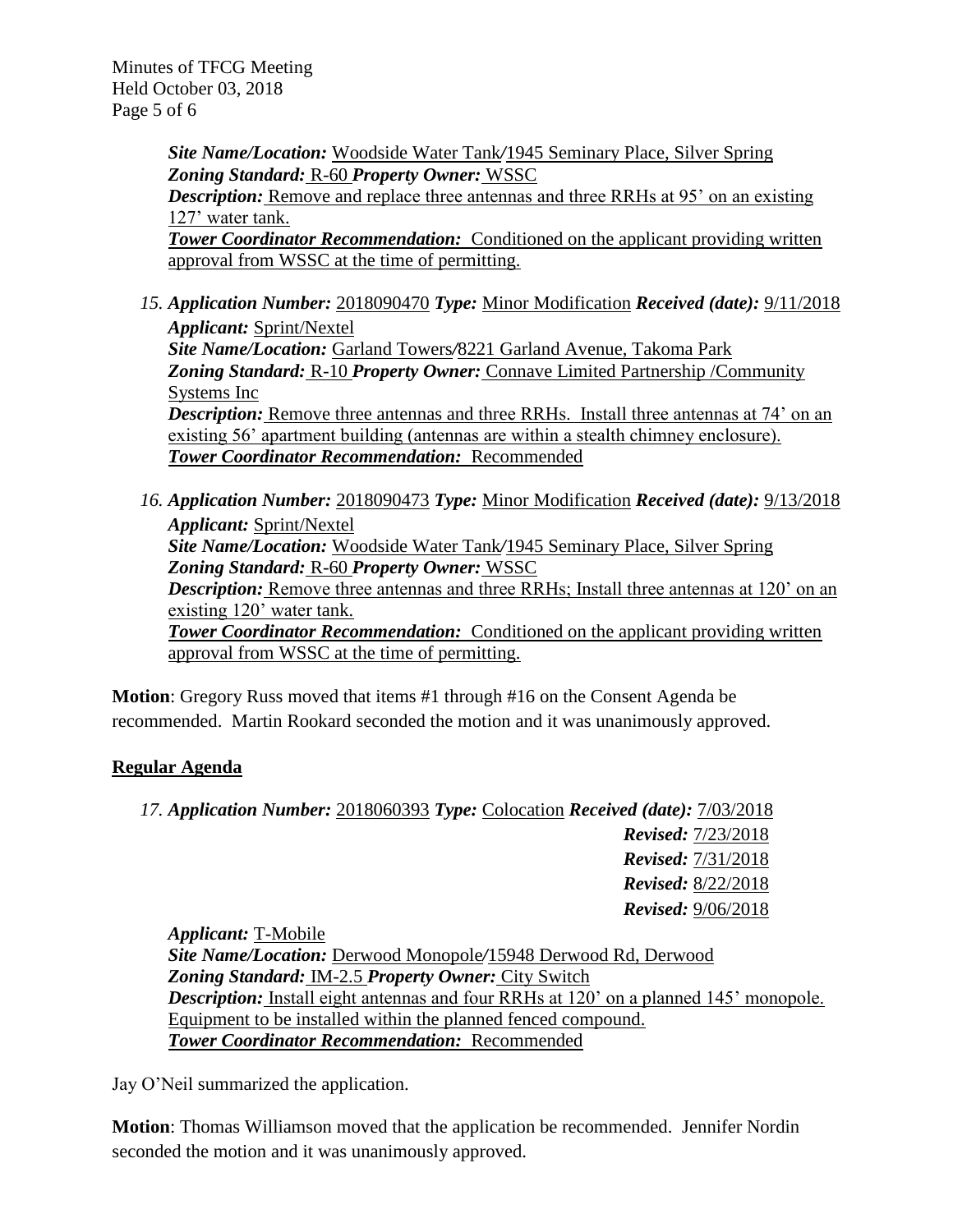*Site Name/Location:* Woodside Water Tank/1945 Seminary Place, Silver Spring
*Zoning Standard:* R-60 *Property Owner:* WSSC
*Description:* Remove and replace three antennas and three RRHs at 95' on an existing 127' water tank.
*Tower Coordinator Recommendation:* Conditioned on the applicant providing written approval from WSSC at the time of permitting.

15. *Application Number:* 2018090470 *Type:* Minor Modification *Received (date):* 9/11/2018
*Applicant:* Sprint/Nextel
*Site Name/Location:* Garland Towers/8221 Garland Avenue, Takoma Park
*Zoning Standard:* R-10 *Property Owner:* Connave Limited Partnership /Community Systems Inc
*Description:* Remove three antennas and three RRHs. Install three antennas at 74' on an existing 56' apartment building (antennas are within a stealth chimney enclosure).
*Tower Coordinator Recommendation:* Recommended

16. *Application Number:* 2018090473 *Type:* Minor Modification *Received (date):* 9/13/2018
*Applicant:* Sprint/Nextel
*Site Name/Location:* Woodside Water Tank/1945 Seminary Place, Silver Spring
*Zoning Standard:* R-60 *Property Owner:* WSSC
*Description:* Remove three antennas and three RRHs; Install three antennas at 120' on an existing 120' water tank.
*Tower Coordinator Recommendation:* Conditioned on the applicant providing written approval from WSSC at the time of permitting.

**Motion**: Gregory Russ moved that items #1 through #16 on the Consent Agenda be recommended. Martin Rookard seconded the motion and it was unanimously approved.

## Regular Agenda

17. *Application Number:* 2018060393 *Type:* Colocation *Received (date):* 7/03/2018
*Revised:* 7/23/2018
*Revised:* 7/31/2018
*Revised:* 8/22/2018
*Revised:* 9/06/2018
*Applicant:* T-Mobile
*Site Name/Location:* Derwood Monopole/15948 Derwood Rd, Derwood
*Zoning Standard:* IM-2.5 *Property Owner:* City Switch
*Description:* Install eight antennas and four RRHs at 120' on a planned 145' monopole. Equipment to be installed within the planned fenced compound.
*Tower Coordinator Recommendation:* Recommended

Jay O'Neil summarized the application.

**Motion**: Thomas Williamson moved that the application be recommended. Jennifer Nordin seconded the motion and it was unanimously approved.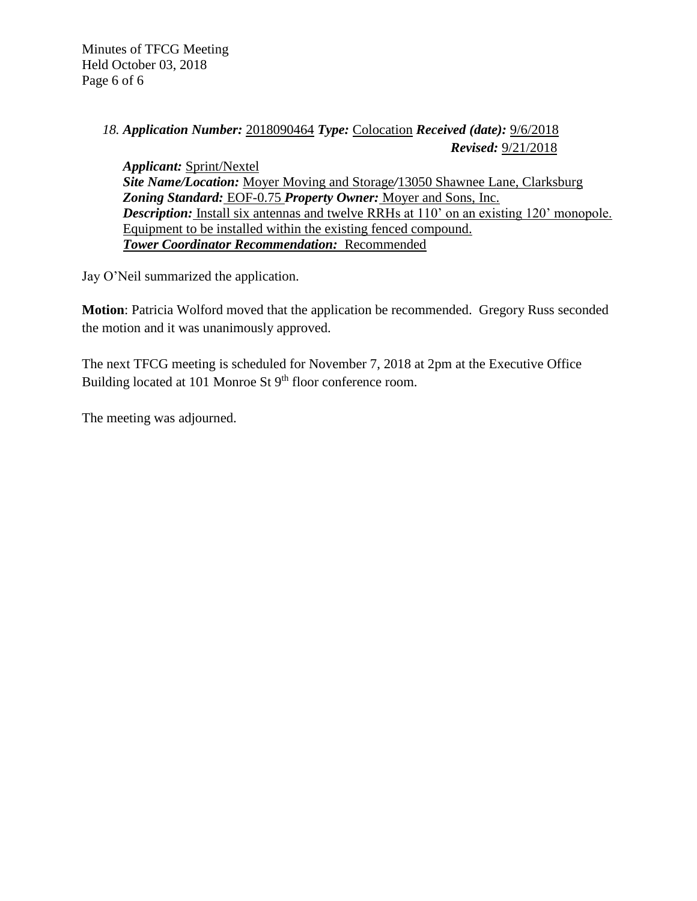*18.* ***Application Number:*** 2018090464 ***Type:*** Colocation ***Received (date):*** 9/6/2018
***Revised:*** 9/21/2018

***Applicant:*** Sprint/Nextel
***Site Name/Location:*** Moyer Moving and Storage/13050 Shawnee Lane, Clarksburg
***Zoning Standard:*** EOF-0.75 ***Property Owner:*** Moyer and Sons, Inc.
***Description:*** Install six antennas and twelve RRHs at 110' on an existing 120' monopole. Equipment to be installed within the existing fenced compound.
***Tower Coordinator Recommendation:*** Recommended

Jay O'Neil summarized the application.

**Motion**: Patricia Wolford moved that the application be recommended. Gregory Russ seconded the motion and it was unanimously approved.

The next TFCG meeting is scheduled for November 7, 2018 at 2pm at the Executive Office Building located at 101 Monroe St 9th floor conference room.

The meeting was adjourned.